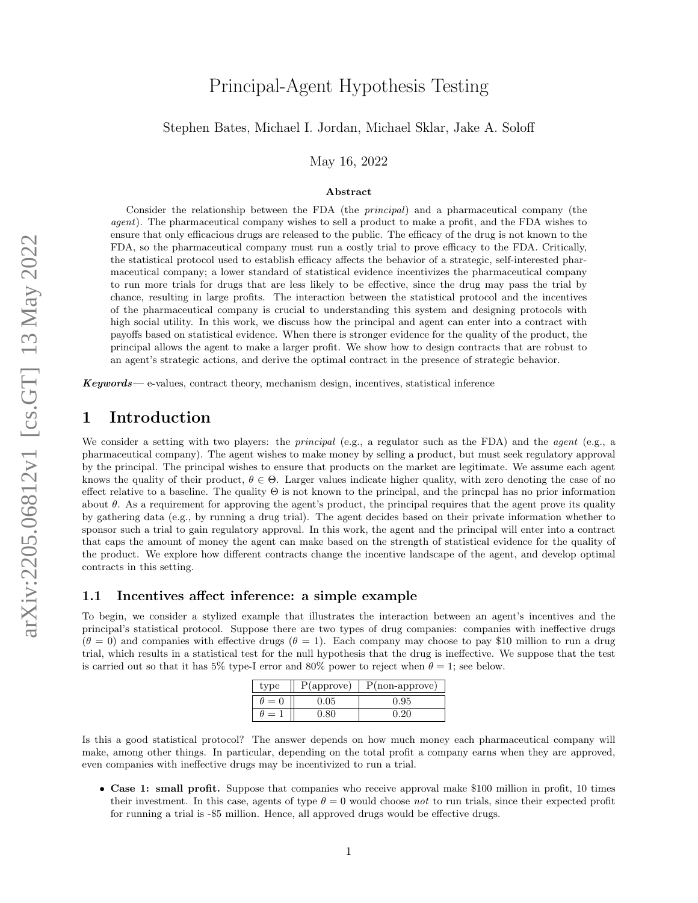# Principal-Agent Hypothesis Testing

Stephen Bates, Michael I. Jordan, Michael Sklar, Jake A. Soloff

May 16, 2022

### Abstract

Consider the relationship between the FDA (the *principal*) and a pharmaceutical company (the *agent*). The pharmaceutical company wishes to sell a product to make a profit, and the FDA wishes to ensure that only efficacious drugs are released to the public. The efficacy of the drug is not known to the FDA, so the pharmaceutical company must run a costly trial to prove efficacy to the FDA. Critically, the statistical protocol used to establish efficacy affects the behavior of a strategic, self-interested pharmaceutical company; a lower standard of statistical evidence incentivizes the pharmaceutical company to run more trials for drugs that are less likely to be effective, since the drug may pass the trial by chance, resulting in large profits. The interaction between the statistical protocol and the incentives of the pharmaceutical company is crucial to understanding this system and designing protocols with high social utility. In this work, we discuss how the principal and agent can enter into a contract with payoffs based on statistical evidence. When there is stronger evidence for the quality of the product, the principal allows the agent to make a larger profit. We show how to design contracts that are robust to an agent's strategic actions, and derive the optimal contract in the presence of strategic behavior.

***Keywords*** — e-values, contract theory, mechanism design, incentives, statistical inference

## 1 Introduction

We consider a setting with two players: the *principal* (e.g., a regulator such as the FDA) and the *agent* (e.g., a pharmaceutical company). The agent wishes to make money by selling a product, but must seek regulatory approval by the principal. The principal wishes to ensure that products on the market are legitimate. We assume each agent knows the quality of their product, $\theta \in \Theta$. Larger values indicate higher quality, with zero denoting the case of no effect relative to a baseline. The quality $\Theta$ is not known to the principal, and the princpal has no prior information about $\theta$. As a requirement for approving the agent's product, the principal requires that the agent prove its quality by gathering data (e.g., by running a drug trial). The agent decides based on their private information whether to sponsor such a trial to gain regulatory approval. In this work, the agent and the principal will enter into a contract that caps the amount of money the agent can make based on the strength of statistical evidence for the quality of the product. We explore how different contracts change the incentive landscape of the agent, and develop optimal contracts in this setting.

### 1.1 Incentives affect inference: a simple example

To begin, we consider a stylized example that illustrates the interaction between an agent's incentives and the principal's statistical protocol. Suppose there are two types of drug companies: companies with ineffective drugs ($\theta = 0$) and companies with effective drugs ($\theta = 1$). Each company may choose to pay \$10 million to run a drug trial, which results in a statistical test for the null hypothesis that the drug is ineffective. We suppose that the test is carried out so that it has 5% type-I error and 80% power to reject when $\theta = 1$; see below.

| type | P(approve) | P(non-approve) |
|---|---|---|
| $\theta = 0$ | 0.05 | 0.95 |
| $\theta = 1$ | 0.80 | 0.20 |

Is this a good statistical protocol? The answer depends on how much money each pharmaceutical company will make, among other things. In particular, depending on the total profit a company earns when they are approved, even companies with ineffective drugs may be incentivized to run a trial.

- **Case 1: small profit.** Suppose that companies who receive approval make \$100 million in profit, 10 times their investment. In this case, agents of type $\theta = 0$ would choose *not* to run trials, since their expected profit for running a trial is -\$5 million. Hence, all approved drugs would be effective drugs.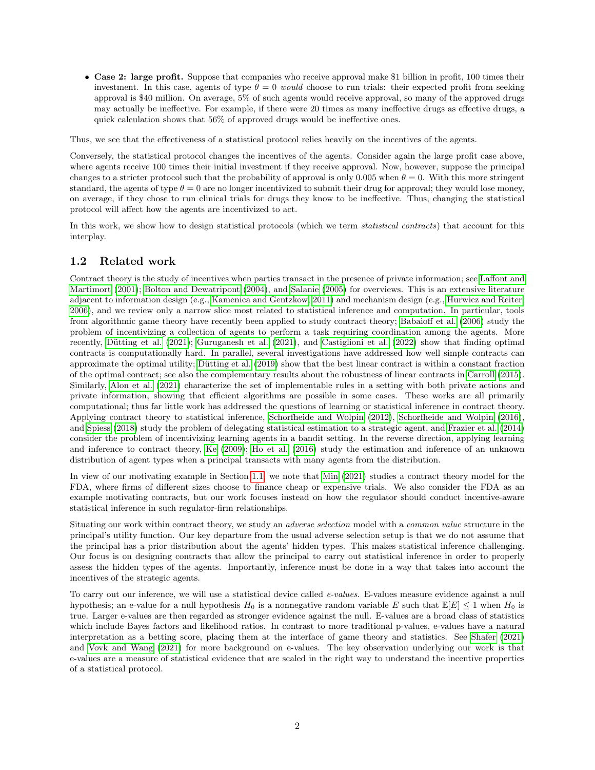- **Case 2: large profit.** Suppose that companies who receive approval make \$1 billion in profit, 100 times their investment. In this case, agents of type $\theta = 0$ *would* choose to run trials: their expected profit from seeking approval is \$40 million. On average, 5% of such agents would receive approval, so many of the approved drugs may actually be ineffective. For example, if there were 20 times as many ineffective drugs as effective drugs, a quick calculation shows that 56% of approved drugs would be ineffective ones.

Thus, we see that the effectiveness of a statistical protocol relies heavily on the incentives of the agents.

Conversely, the statistical protocol changes the incentives of the agents. Consider again the large profit case above, where agents receive 100 times their initial investment if they receive approval. Now, however, suppose the principal changes to a stricter protocol such that the probability of approval is only 0.005 when $\theta = 0$. With this more stringent standard, the agents of type $\theta = 0$ are no longer incentivized to submit their drug for approval; they would lose money, on average, if they chose to run clinical trials for drugs they know to be ineffective. Thus, changing the statistical protocol will affect how the agents are incentivized to act.

In this work, we show how to design statistical protocols (which we term *statistical contracts*) that account for this interplay.

## 1.2 Related work

Contract theory is the study of incentives when parties transact in the presence of private information; see Laffont and Martimort (2001); Bolton and Dewatripont (2004), and Salanie (2005) for overviews. This is an extensive literature adjacent to information design (e.g., Kamenica and Gentzkow, 2011) and mechanism design (e.g., Hurwicz and Reiter, 2006), and we review only a narrow slice most related to statistical inference and computation. In particular, tools from algorithmic game theory have recently been applied to study contract theory; Babaioff et al. (2006) study the problem of incentivizing a collection of agents to perform a task requiring coordination among the agents. More recently, Dütting et al. (2021); Guruganesh et al. (2021), and Castiglioni et al. (2022) show that finding optimal contracts is computationally hard. In parallel, several investigations have addressed how well simple contracts can approximate the optimal utility; Dütting et al. (2019) show that the best linear contract is within a constant fraction of the optimal contract; see also the complementary results about the robustness of linear contracts in Carroll (2015). Similarly, Alon et al. (2021) characterize the set of implementable rules in a setting with both private actions and private information, showing that efficient algorithms are possible in some cases. These works are all primarily computational; thus far little work has addressed the questions of learning or statistical inference in contract theory. Applying contract theory to statistical inference, Schorfheide and Wolpin (2012), Schorfheide and Wolpin (2016), and Spiess (2018) study the problem of delegating statistical estimation to a strategic agent, and Frazier et al. (2014) consider the problem of incentivizing learning agents in a bandit setting. In the reverse direction, applying learning and inference to contract theory, Ke (2009); Ho et al. (2016) study the estimation and inference of an unknown distribution of agent types when a principal transacts with many agents from the distribution.

In view of our motivating example in Section 1.1, we note that Min (2021) studies a contract theory model for the FDA, where firms of different sizes choose to finance cheap or expensive trials. We also consider the FDA as an example motivating contracts, but our work focuses instead on how the regulator should conduct incentive-aware statistical inference in such regulator-firm relationships.

Situating our work within contract theory, we study an *adverse selection* model with a *common value* structure in the principal's utility function. Our key departure from the usual adverse selection setup is that we do not assume that the principal has a prior distribution about the agents' hidden types. This makes statistical inference challenging. Our focus is on designing contracts that allow the principal to carry out statistical inference in order to properly assess the hidden types of the agents. Importantly, inference must be done in a way that takes into account the incentives of the strategic agents.

To carry out our inference, we will use a statistical device called *e-values*. E-values measure evidence against a null hypothesis; an e-value for a null hypothesis $H_0$ is a nonnegative random variable $E$ such that $\mathbb{E}[E] \le 1$ when $H_0$ is true. Larger e-values are then regarded as stronger evidence against the null. E-values are a broad class of statistics which include Bayes factors and likelihood ratios. In contrast to more traditional p-values, e-values have a natural interpretation as a betting score, placing them at the interface of game theory and statistics. See Shafer (2021) and Vovk and Wang (2021) for more background on e-values. The key observation underlying our work is that e-values are a measure of statistical evidence that are scaled in the right way to understand the incentive properties of a statistical protocol.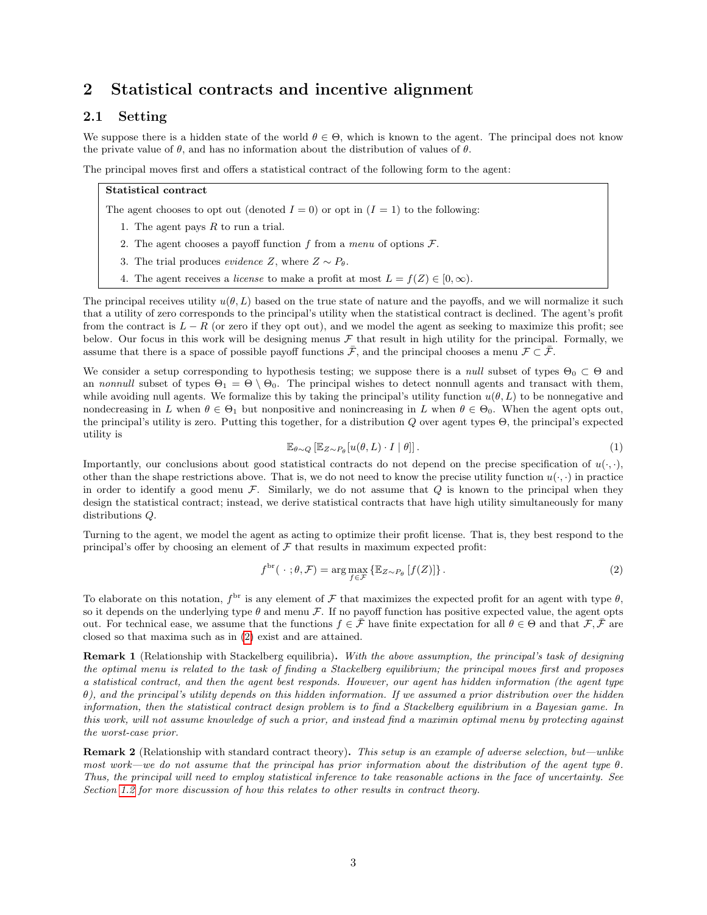## 2 Statistical contracts and incentive alignment

### 2.1 Setting

We suppose there is a hidden state of the world $\theta \in \Theta$, which is known to the agent. The principal does not know the private value of $\theta$, and has no information about the distribution of values of $\theta$.

The principal moves first and offers a statistical contract of the following form to the agent:

> **Statistical contract**
>
> The agent chooses to opt out (denoted $I = 0$) or opt in ($I = 1$) to the following:
>
> 1. The agent pays $R$ to run a trial.
> 2. The agent chooses a payoff function $f$ from a *menu* of options $\mathcal{F}$.
> 3. The trial produces *evidence* $Z$, where $Z \sim P_\theta$.
> 4. The agent receives a *license* to make a profit at most $L = f(Z) \in [0, \infty)$.

The principal receives utility $u(\theta, L)$ based on the true state of nature and the payoffs, and we will normalize it such that a utility of zero corresponds to the principal's utility when the statistical contract is declined. The agent's profit from the contract is $L - R$ (or zero if they opt out), and we model the agent as seeking to maximize this profit; see below. Our focus in this work will be designing menus $\mathcal{F}$ that result in high utility for the principal. Formally, we assume that there is a space of possible payoff functions $\bar{\mathcal{F}}$, and the principal chooses a menu $\mathcal{F} \subset \bar{\mathcal{F}}$.

We consider a setup corresponding to hypothesis testing; we suppose there is a *null* subset of types $\Theta_0 \subset \Theta$ and an *nonnull* subset of types $\Theta_1 = \Theta \setminus \Theta_0$. The principal wishes to detect nonnull agents and transact with them, while avoiding null agents. We formalize this by taking the principal's utility function $u(\theta, L)$ to be nonnegative and nondecreasing in $L$ when $\theta \in \Theta_1$ but nonpositive and nonincreasing in $L$ when $\theta \in \Theta_0$. When the agent opts out, the principal's utility is zero. Putting this together, for a distribution $Q$ over agent types $\Theta$, the principal's expected utility is

$$\mathbb{E}_{\theta \sim Q}\left[\mathbb{E}_{Z \sim P_\theta}[u(\theta, L) \cdot I \mid \theta]\right]. \tag{1}$$

Importantly, our conclusions about good statistical contracts do not depend on the precise specification of $u(\cdot, \cdot)$, other than the shape restrictions above. That is, we do not need to know the precise utility function $u(\cdot, \cdot)$ in practice in order to identify a good menu $\mathcal{F}$. Similarly, we do not assume that $Q$ is known to the principal when they design the statistical contract; instead, we derive statistical contracts that have high utility simultaneously for many distributions $Q$.

Turning to the agent, we model the agent as acting to optimize their profit license. That is, they best respond to the principal's offer by choosing an element of $\mathcal{F}$ that results in maximum expected profit:

$$f^{\text{br}}(\,\cdot\,; \theta, \mathcal{F}) = \arg\max_{f \in \mathcal{F}} \left\{\mathbb{E}_{Z \sim P_\theta}[f(Z)]\right\}. \tag{2}$$

To elaborate on this notation, $f^{\text{br}}$ is any element of $\mathcal{F}$ that maximizes the expected profit for an agent with type $\theta$, so it depends on the underlying type $\theta$ and menu $\mathcal{F}$. If no payoff function has positive expected value, the agent opts out. For technical ease, we assume that the functions $f \in \bar{\mathcal{F}}$ have finite expectation for all $\theta \in \Theta$ and that $\mathcal{F}, \bar{\mathcal{F}}$ are closed so that maxima such as in (2) exist and are attained.

**Remark 1** (Relationship with Stackelberg equilibria)**.** *With the above assumption, the principal's task of designing the optimal menu is related to the task of finding a Stackelberg equilibrium; the principal moves first and proposes a statistical contract, and then the agent best responds. However, our agent has hidden information (the agent type $\theta$), and the principal's utility depends on this hidden information. If we assumed a prior distribution over the hidden information, then the statistical contract design problem is to find a Stackelberg equilibrium in a Bayesian game. In this work, will not assume knowledge of such a prior, and instead find a maximin optimal menu by protecting against the worst-case prior.*

**Remark 2** (Relationship with standard contract theory)**.** *This setup is an example of adverse selection, but—unlike most work—we do not assume that the principal has prior information about the distribution of the agent type $\theta$. Thus, the principal will need to employ statistical inference to take reasonable actions in the face of uncertainty. See Section 1.2 for more discussion of how this relates to other results in contract theory.*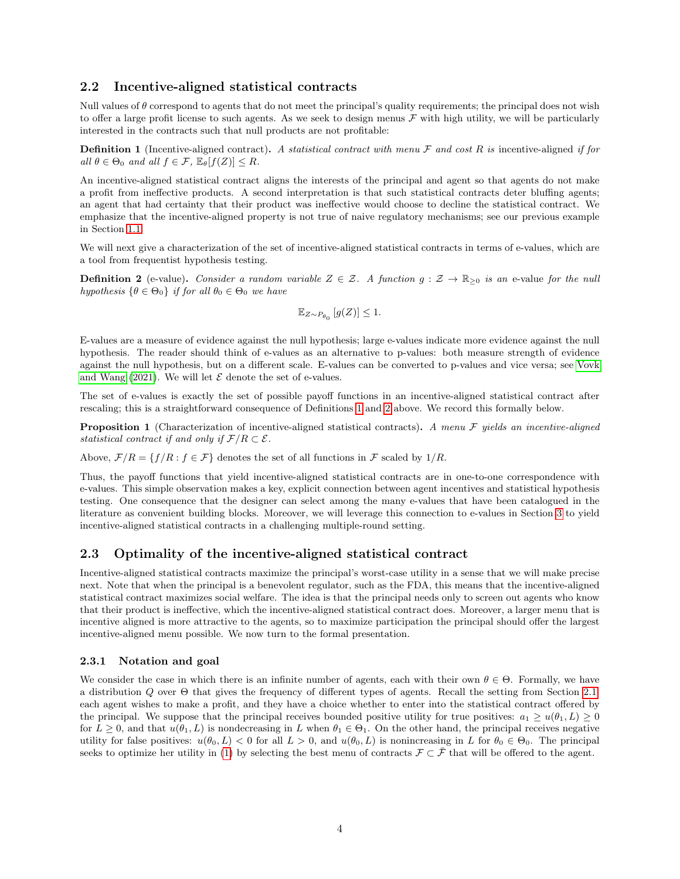## 2.2 Incentive-aligned statistical contracts

Null values of $\theta$ correspond to agents that do not meet the principal's quality requirements; the principal does not wish to offer a large profit license to such agents. As we seek to design menus $\mathcal{F}$ with high utility, we will be particularly interested in the contracts such that null products are not profitable:

**Definition 1** (Incentive-aligned contract)**.** *A statistical contract with menu $\mathcal{F}$ and cost $R$ is* incentive-aligned *if for all $\theta \in \Theta_0$ and all $f \in \mathcal{F}$, $\mathbb{E}_\theta[f(Z)] \leq R$.*

An incentive-aligned statistical contract aligns the interests of the principal and agent so that agents do not make a profit from ineffective products. A second interpretation is that such statistical contracts deter bluffing agents; an agent that had certainty that their product was ineffective would choose to decline the statistical contract. We emphasize that the incentive-aligned property is not true of naive regulatory mechanisms; see our previous example in Section 1.1.

We will next give a characterization of the set of incentive-aligned statistical contracts in terms of e-values, which are a tool from frequentist hypothesis testing.

**Definition 2** (e-value)**.** *Consider a random variable $Z \in \mathcal{Z}$. A function $g : \mathcal{Z} \to \mathbb{R}_{\geq 0}$ is an* e-value *for the null hypothesis $\{\theta \in \Theta_0\}$ if for all $\theta_0 \in \Theta_0$ we have*

$$\mathbb{E}_{Z \sim P_{\theta_0}}[g(Z)] \leq 1.$$

E-values are a measure of evidence against the null hypothesis; large e-values indicate more evidence against the null hypothesis. The reader should think of e-values as an alternative to p-values: both measure strength of evidence against the null hypothesis, but on a different scale. E-values can be converted to p-values and vice versa; see Vovk and Wang (2021). We will let $\mathcal{E}$ denote the set of e-values.

The set of e-values is exactly the set of possible payoff functions in an incentive-aligned statistical contract after rescaling; this is a straightforward consequence of Definitions 1 and 2 above. We record this formally below.

**Proposition 1** (Characterization of incentive-aligned statistical contracts)**.** *A menu $\mathcal{F}$ yields an incentive-aligned statistical contract if and only if $\mathcal{F}/R \subset \mathcal{E}$.*

Above, $\mathcal{F}/R = \{f/R : f \in \mathcal{F}\}$ denotes the set of all functions in $\mathcal{F}$ scaled by $1/R$.

Thus, the payoff functions that yield incentive-aligned statistical contracts are in one-to-one correspondence with e-values. This simple observation makes a key, explicit connection between agent incentives and statistical hypothesis testing. One consequence that the designer can select among the many e-values that have been catalogued in the literature as convenient building blocks. Moreover, we will leverage this connection to e-values in Section 3 to yield incentive-aligned statistical contracts in a challenging multiple-round setting.

## 2.3 Optimality of the incentive-aligned statistical contract

Incentive-aligned statistical contracts maximize the principal's worst-case utility in a sense that we will make precise next. Note that when the principal is a benevolent regulator, such as the FDA, this means that the incentive-aligned statistical contract maximizes social welfare. The idea is that the principal needs only to screen out agents who know that their product is ineffective, which the incentive-aligned statistical contract does. Moreover, a larger menu that is incentive aligned is more attractive to the agents, so to maximize participation the principal should offer the largest incentive-aligned menu possible. We now turn to the formal presentation.

### 2.3.1 Notation and goal

We consider the case in which there is an infinite number of agents, each with their own $\theta \in \Theta$. Formally, we have a distribution $Q$ over $\Theta$ that gives the frequency of different types of agents. Recall the setting from Section 2.1: each agent wishes to make a profit, and they have a choice whether to enter into the statistical contract offered by the principal. We suppose that the principal receives bounded positive utility for true positives: $a_1 \geq u(\theta_1, L) \geq 0$ for $L \geq 0$, and that $u(\theta_1, L)$ is nondecreasing in $L$ when $\theta_1 \in \Theta_1$. On the other hand, the principal receives negative utility for false positives: $u(\theta_0, L) < 0$ for all $L > 0$, and $u(\theta_0, L)$ is nonincreasing in $L$ for $\theta_0 \in \Theta_0$. The principal seeks to optimize her utility in (1) by selecting the best menu of contracts $\mathcal{F} \subset \bar{\mathcal{F}}$ that will be offered to the agent.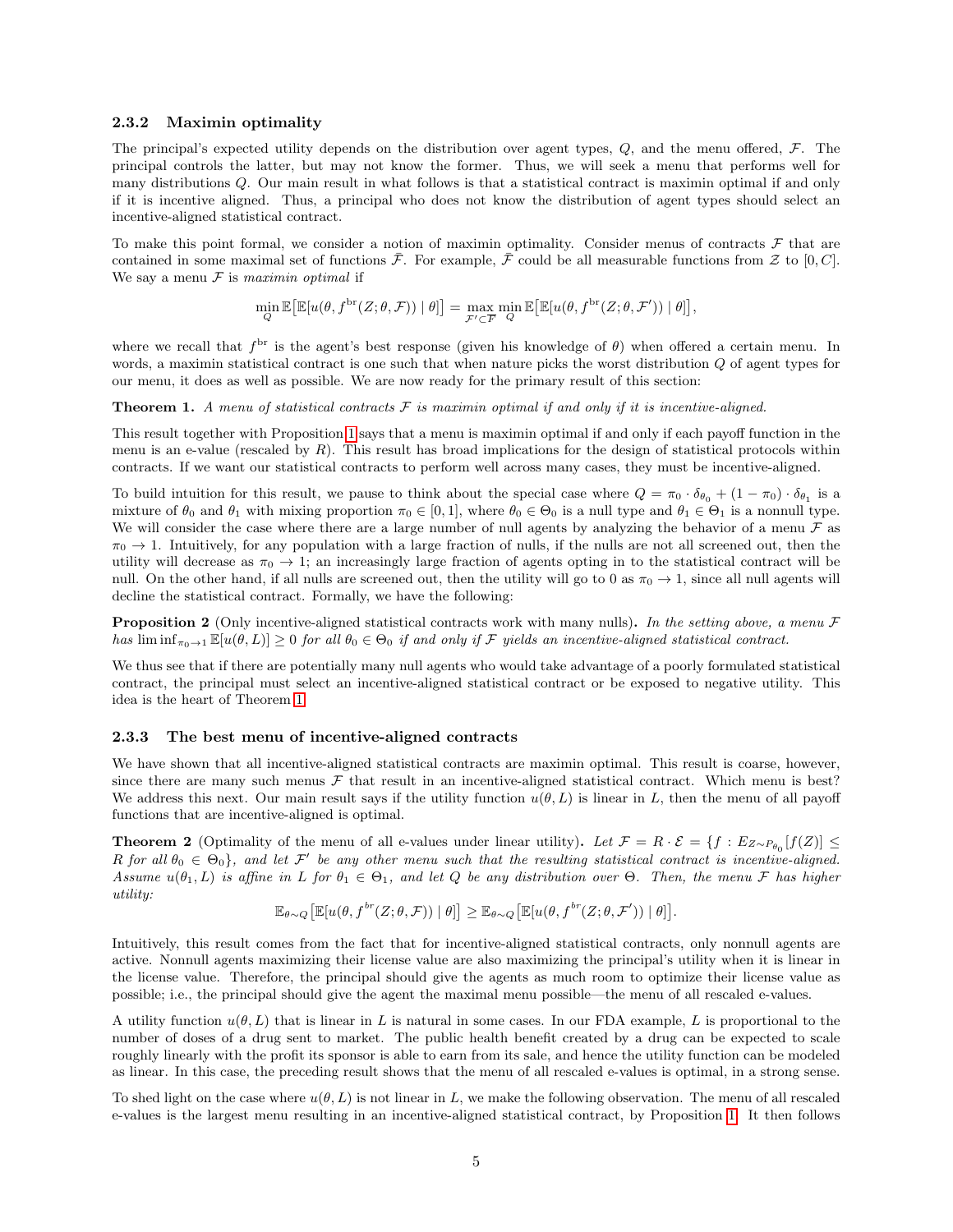### 2.3.2 Maximin optimality

The principal's expected utility depends on the distribution over agent types, $Q$, and the menu offered, $\mathcal{F}$. The principal controls the latter, but may not know the former. Thus, we will seek a menu that performs well for many distributions $Q$. Our main result in what follows is that a statistical contract is maximin optimal if and only if it is incentive aligned. Thus, a principal who does not know the distribution of agent types should select an incentive-aligned statistical contract.

To make this point formal, we consider a notion of maximin optimality. Consider menus of contracts $\mathcal{F}$ that are contained in some maximal set of functions $\bar{\mathcal{F}}$. For example, $\bar{\mathcal{F}}$ could be all measurable functions from $\mathcal{Z}$ to $[0, C]$. We say a menu $\mathcal{F}$ is *maximin optimal* if

$$\min_{Q} \mathbb{E}\big[\mathbb{E}[u(\theta, f^{\text{br}}(Z;\theta,\mathcal{F})) \mid \theta]\big] = \max_{\mathcal{F}' \subset \bar{\mathcal{F}}} \min_{Q} \mathbb{E}\big[\mathbb{E}[u(\theta, f^{\text{br}}(Z;\theta,\mathcal{F}')) \mid \theta]\big],$$

where we recall that $f^{\text{br}}$ is the agent's best response (given his knowledge of $\theta$) when offered a certain menu. In words, a maximin statistical contract is one such that when nature picks the worst distribution $Q$ of agent types for our menu, it does as well as possible. We are now ready for the primary result of this section:

**Theorem 1.** *A menu of statistical contracts $\mathcal{F}$ is maximin optimal if and only if it is incentive-aligned.*

This result together with Proposition 1 says that a menu is maximin optimal if and only if each payoff function in the menu is an e-value (rescaled by $R$). This result has broad implications for the design of statistical protocols within contracts. If we want our statistical contracts to perform well across many cases, they must be incentive-aligned.

To build intuition for this result, we pause to think about the special case where $Q = \pi_0 \cdot \delta_{\theta_0} + (1 - \pi_0) \cdot \delta_{\theta_1}$ is a mixture of $\theta_0$ and $\theta_1$ with mixing proportion $\pi_0 \in [0, 1]$, where $\theta_0 \in \Theta_0$ is a null type and $\theta_1 \in \Theta_1$ is a nonnull type. We will consider the case where there are a large number of null agents by analyzing the behavior of a menu $\mathcal{F}$ as $\pi_0 \to 1$. Intuitively, for any population with a large fraction of nulls, if the nulls are not all screened out, then the utility will decrease as $\pi_0 \to 1$; an increasingly large fraction of agents opting in to the statistical contract will be null. On the other hand, if all nulls are screened out, then the utility will go to 0 as $\pi_0 \to 1$, since all null agents will decline the statistical contract. Formally, we have the following:

**Proposition 2** (Only incentive-aligned statistical contracts work with many nulls)**.** *In the setting above, a menu $\mathcal{F}$ has $\liminf_{\pi_0 \to 1} \mathbb{E}[u(\theta, L)] \geq 0$ for all $\theta_0 \in \Theta_0$ if and only if $\mathcal{F}$ yields an incentive-aligned statistical contract.*

We thus see that if there are potentially many null agents who would take advantage of a poorly formulated statistical contract, the principal must select an incentive-aligned statistical contract or be exposed to negative utility. This idea is the heart of Theorem 1.

### 2.3.3 The best menu of incentive-aligned contracts

We have shown that all incentive-aligned statistical contracts are maximin optimal. This result is coarse, however, since there are many such menus $\mathcal{F}$ that result in an incentive-aligned statistical contract. Which menu is best? We address this next. Our main result says if the utility function $u(\theta, L)$ is linear in $L$, then the menu of all payoff functions that are incentive-aligned is optimal.

**Theorem 2** (Optimality of the menu of all e-values under linear utility)**.** *Let $\mathcal{F} = R \cdot \mathcal{E} = \{f : E_{Z \sim P_{\theta_0}}[f(Z)] \leq R \text{ for all } \theta_0 \in \Theta_0\}$, and let $\mathcal{F}'$ be any other menu such that the resulting statistical contract is incentive-aligned. Assume $u(\theta_1, L)$ is affine in $L$ for $\theta_1 \in \Theta_1$, and let $Q$ be any distribution over $\Theta$. Then, the menu $\mathcal{F}$ has higher utility:*

$$\mathbb{E}_{\theta \sim Q}\big[\mathbb{E}[u(\theta, f^{br}(Z;\theta,\mathcal{F})) \mid \theta]\big] \geq \mathbb{E}_{\theta \sim Q}\big[\mathbb{E}[u(\theta, f^{br}(Z;\theta,\mathcal{F}')) \mid \theta]\big].$$

Intuitively, this result comes from the fact that for incentive-aligned statistical contracts, only nonnull agents are active. Nonnull agents maximizing their license value are also maximizing the principal's utility when it is linear in the license value. Therefore, the principal should give the agents as much room to optimize their license value as possible; i.e., the principal should give the agent the maximal menu possible—the menu of all rescaled e-values.

A utility function $u(\theta, L)$ that is linear in $L$ is natural in some cases. In our FDA example, $L$ is proportional to the number of doses of a drug sent to market. The public health benefit created by a drug can be expected to scale roughly linearly with the profit its sponsor is able to earn from its sale, and hence the utility function can be modeled as linear. In this case, the preceding result shows that the menu of all rescaled e-values is optimal, in a strong sense.

To shed light on the case where $u(\theta, L)$ is not linear in $L$, we make the following observation. The menu of all rescaled e-values is the largest menu resulting in an incentive-aligned statistical contract, by Proposition 1. It then follows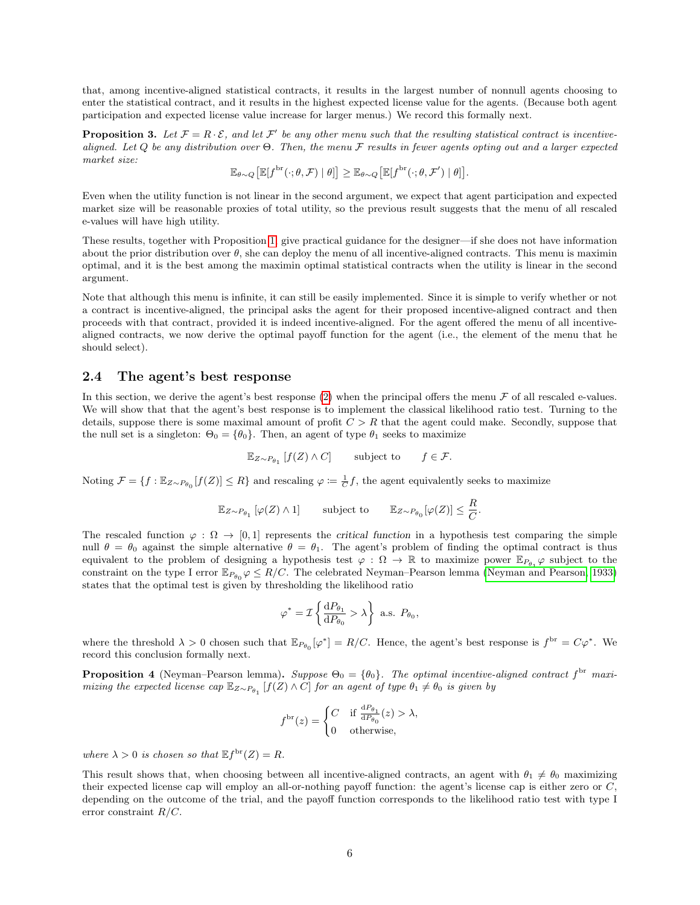that, among incentive-aligned statistical contracts, it results in the largest number of nonnull agents choosing to enter the statistical contract, and it results in the highest expected license value for the agents. (Because both agent participation and expected license value increase for larger menus.) We record this formally next.

**Proposition 3.** *Let $\mathcal{F} = R \cdot \mathcal{E}$, and let $\mathcal{F}'$ be any other menu such that the resulting statistical contract is incentive-aligned. Let $Q$ be any distribution over $\Theta$. Then, the menu $\mathcal{F}$ results in fewer agents opting out and a larger expected market size:*

$$\mathbb{E}_{\theta \sim Q}\big[\mathbb{E}[f^{\text{br}}(\cdot;\theta,\mathcal{F}) \mid \theta]\big] \geq \mathbb{E}_{\theta \sim Q}\big[\mathbb{E}[f^{\text{br}}(\cdot;\theta,\mathcal{F}') \mid \theta]\big].$$

Even when the utility function is not linear in the second argument, we expect that agent participation and expected market size will be reasonable proxies of total utility, so the previous result suggests that the menu of all rescaled e-values will have high utility.

These results, together with Proposition 1, give practical guidance for the designer—if she does not have information about the prior distribution over $\theta$, she can deploy the menu of all incentive-aligned contracts. This menu is maximin optimal, and it is the best among the maximin optimal statistical contracts when the utility is linear in the second argument.

Note that although this menu is infinite, it can still be easily implemented. Since it is simple to verify whether or not a contract is incentive-aligned, the principal asks the agent for their proposed incentive-aligned contract and then proceeds with that contract, provided it is indeed incentive-aligned. For the agent offered the menu of all incentive-aligned contracts, we now derive the optimal payoff function for the agent (i.e., the element of the menu that he should select).

## 2.4 The agent's best response

In this section, we derive the agent's best response (2) when the principal offers the menu $\mathcal{F}$ of all rescaled e-values. We will show that that the agent's best response is to implement the classical likelihood ratio test. Turning to the details, suppose there is some maximal amount of profit $C > R$ that the agent could make. Secondly, suppose that the null set is a singleton: $\Theta_0 = \{\theta_0\}$. Then, an agent of type $\theta_1$ seeks to maximize

$$\mathbb{E}_{Z \sim P_{\theta_1}}\left[f(Z) \wedge C\right] \qquad \text{subject to} \qquad f \in \mathcal{F}.$$

Noting $\mathcal{F} = \{f : \mathbb{E}_{Z \sim P_{\theta_0}}[f(Z)] \leq R\}$ and rescaling $\varphi := \frac{1}{C} f$, the agent equivalently seeks to maximize

$$\mathbb{E}_{Z \sim P_{\theta_1}}\left[\varphi(Z) \wedge 1\right] \qquad \text{subject to} \qquad \mathbb{E}_{Z \sim P_{\theta_0}}[\varphi(Z)] \leq \frac{R}{C}.$$

The rescaled function $\varphi : \Omega \to [0, 1]$ represents the *critical function* in a hypothesis test comparing the simple null $\theta = \theta_0$ against the simple alternative $\theta = \theta_1$. The agent's problem of finding the optimal contract is thus equivalent to the problem of designing a hypothesis test $\varphi : \Omega \to \mathbb{R}$ to maximize power $\mathbb{E}_{P_{\theta_1}}\varphi$ subject to the constraint on the type I error $\mathbb{E}_{P_{\theta_0}}\varphi \leq R/C$. The celebrated Neyman–Pearson lemma (Neyman and Pearson, 1933) states that the optimal test is given by thresholding the likelihood ratio

$$\varphi^* = \mathcal{I}\left\{\frac{\mathrm{d}P_{\theta_1}}{\mathrm{d}P_{\theta_0}} > \lambda\right\} \text{ a.s. } P_{\theta_0},$$

where the threshold $\lambda > 0$ chosen such that $\mathbb{E}_{P_{\theta_0}}[\varphi^*] = R/C$. Hence, the agent's best response is $f^{\text{br}} = C\varphi^*$. We record this conclusion formally next.

**Proposition 4** (Neyman–Pearson lemma)**.** *Suppose $\Theta_0 = \{\theta_0\}$. The optimal incentive-aligned contract $f^{\text{br}}$ maximizing the expected license cap $\mathbb{E}_{Z \sim P_{\theta_1}}\left[f(Z) \wedge C\right]$ for an agent of type $\theta_1 \neq \theta_0$ is given by*

$$f^{\text{br}}(z) = \begin{cases} C & \text{if } \frac{\mathrm{d}P_{\theta_1}}{\mathrm{d}P_{\theta_0}}(z) > \lambda, \\ 0 & \text{otherwise,} \end{cases}$$

*where $\lambda > 0$ is chosen so that $\mathbb{E}f^{\text{br}}(Z) = R$.*

This result shows that, when choosing between all incentive-aligned contracts, an agent with $\theta_1 \neq \theta_0$ maximizing their expected license cap will employ an all-or-nothing payoff function: the agent's license cap is either zero or $C$, depending on the outcome of the trial, and the payoff function corresponds to the likelihood ratio test with type I error constraint $R/C$.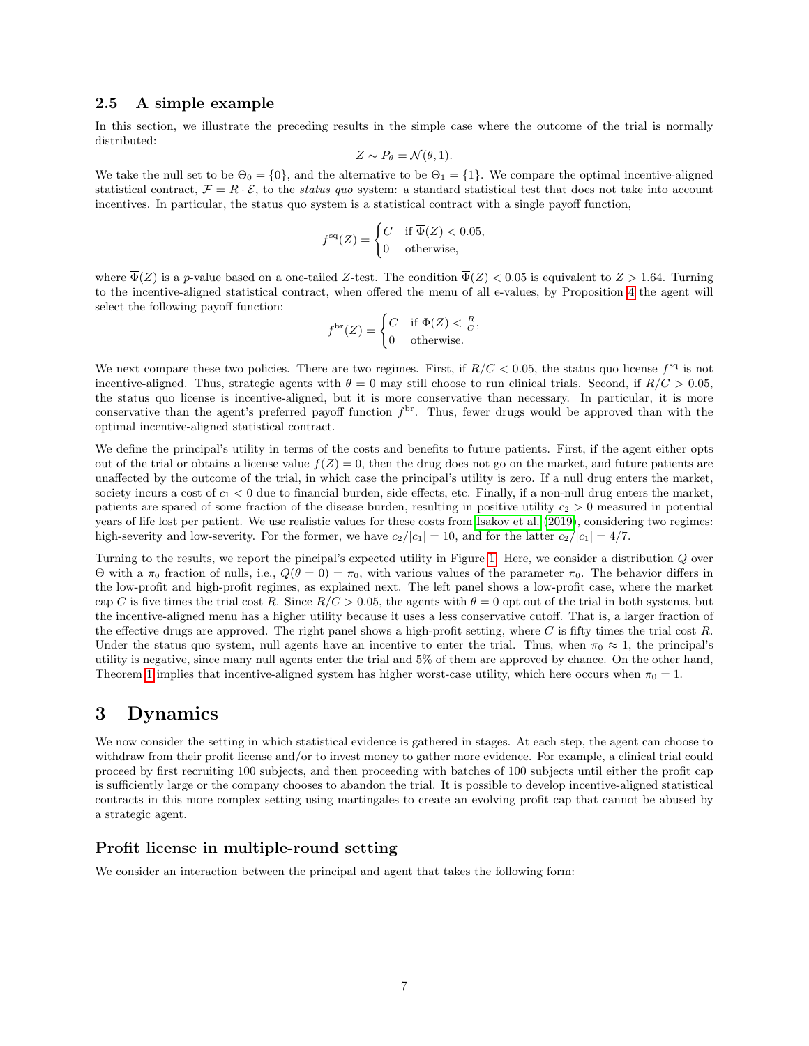### 2.5 A simple example

In this section, we illustrate the preceding results in the simple case where the outcome of the trial is normally distributed:

$$Z \sim P_\theta = \mathcal{N}(\theta, 1).$$

We take the null set to be $\Theta_0 = \{0\}$, and the alternative to be $\Theta_1 = \{1\}$. We compare the optimal incentive-aligned statistical contract, $\mathcal{F} = R \cdot \mathcal{E}$, to the *status quo* system: a standard statistical test that does not take into account incentives. In particular, the status quo system is a statistical contract with a single payoff function,

$$f^{\mathrm{sq}}(Z) = \begin{cases} C & \text{if } \overline{\Phi}(Z) < 0.05, \\ 0 & \text{otherwise,} \end{cases}$$

where $\overline{\Phi}(Z)$ is a $p$-value based on a one-tailed $Z$-test. The condition $\overline{\Phi}(Z) < 0.05$ is equivalent to $Z > 1.64$. Turning to the incentive-aligned statistical contract, when offered the menu of all e-values, by Proposition 4 the agent will select the following payoff function:

$$f^{\mathrm{br}}(Z) = \begin{cases} C & \text{if } \overline{\Phi}(Z) < \frac{R}{C}, \\ 0 & \text{otherwise.} \end{cases}$$

We next compare these two policies. There are two regimes. First, if $R/C < 0.05$, the status quo license $f^{\mathrm{sq}}$ is not incentive-aligned. Thus, strategic agents with $\theta = 0$ may still choose to run clinical trials. Second, if $R/C > 0.05$, the status quo license is incentive-aligned, but it is more conservative than necessary. In particular, it is more conservative than the agent's preferred payoff function $f^{\mathrm{br}}$. Thus, fewer drugs would be approved than with the optimal incentive-aligned statistical contract.

We define the principal's utility in terms of the costs and benefits to future patients. First, if the agent either opts out of the trial or obtains a license value $f(Z) = 0$, then the drug does not go on the market, and future patients are unaffected by the outcome of the trial, in which case the principal's utility is zero. If a null drug enters the market, society incurs a cost of $c_1 < 0$ due to financial burden, side effects, etc. Finally, if a non-null drug enters the market, patients are spared of some fraction of the disease burden, resulting in positive utility $c_2 > 0$ measured in potential years of life lost per patient. We use realistic values for these costs from Isakov et al. (2019), considering two regimes: high-severity and low-severity. For the former, we have $c_2/|c_1| = 10$, and for the latter $c_2/|c_1| = 4/7$.

Turning to the results, we report the pincipal's expected utility in Figure 1. Here, we consider a distribution $Q$ over $\Theta$ with a $\pi_0$ fraction of nulls, i.e., $Q(\theta = 0) = \pi_0$, with various values of the parameter $\pi_0$. The behavior differs in the low-profit and high-profit regimes, as explained next. The left panel shows a low-profit case, where the market cap $C$ is five times the trial cost $R$. Since $R/C > 0.05$, the agents with $\theta = 0$ opt out of the trial in both systems, but the incentive-aligned menu has a higher utility because it uses a less conservative cutoff. That is, a larger fraction of the effective drugs are approved. The right panel shows a high-profit setting, where $C$ is fifty times the trial cost $R$. Under the status quo system, null agents have an incentive to enter the trial. Thus, when $\pi_0 \approx 1$, the principal's utility is negative, since many null agents enter the trial and 5% of them are approved by chance. On the other hand, Theorem 1 implies that incentive-aligned system has higher worst-case utility, which here occurs when $\pi_0 = 1$.

# 3 Dynamics

We now consider the setting in which statistical evidence is gathered in stages. At each step, the agent can choose to withdraw from their profit license and/or to invest money to gather more evidence. For example, a clinical trial could proceed by first recruiting 100 subjects, and then proceeding with batches of 100 subjects until either the profit cap is sufficiently large or the company chooses to abandon the trial. It is possible to develop incentive-aligned statistical contracts in this more complex setting using martingales to create an evolving profit cap that cannot be abused by a strategic agent.

### Profit license in multiple-round setting

We consider an interaction between the principal and agent that takes the following form: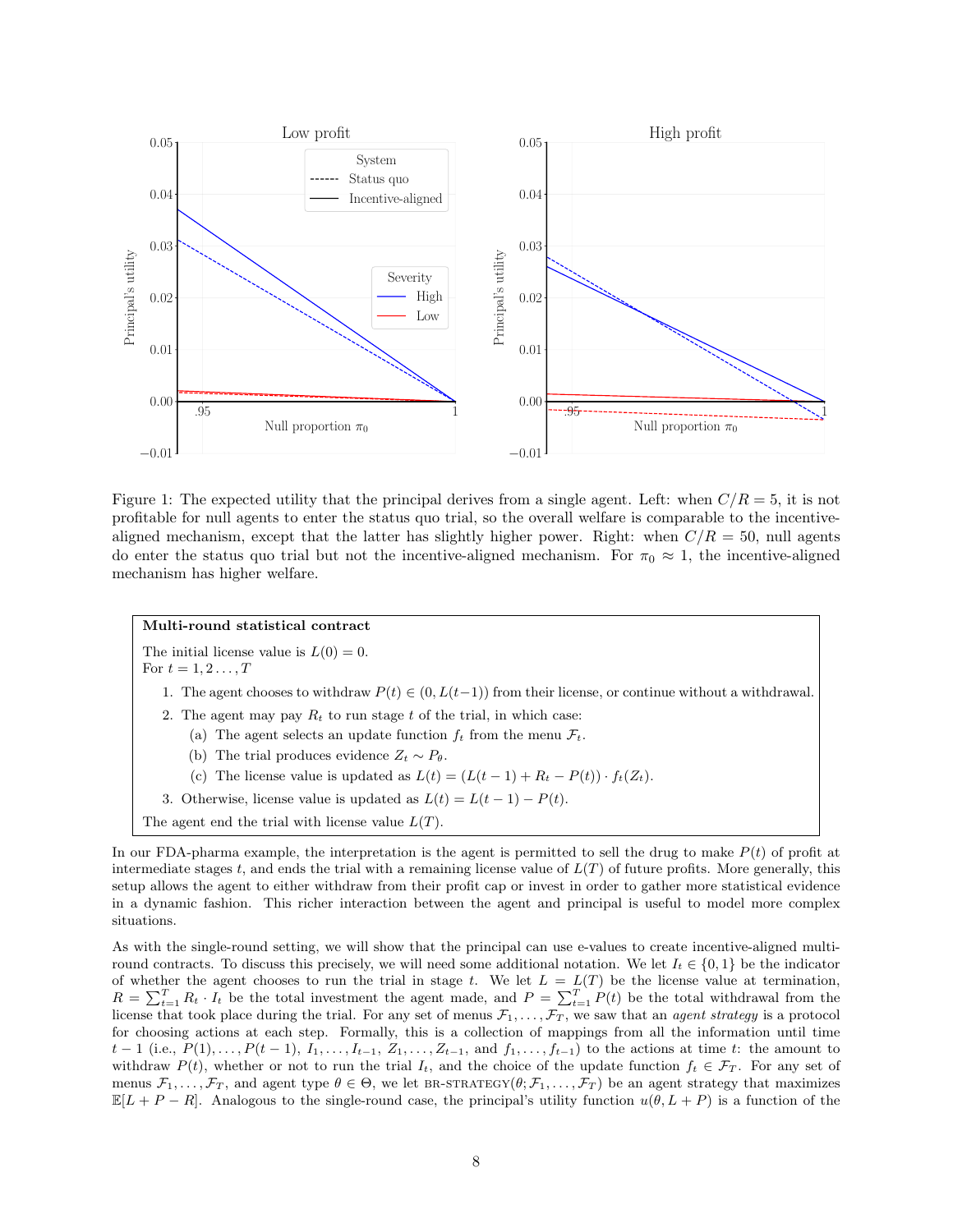Figure 1: The expected utility that the principal derives from a single agent. Left: when $C/R = 5$, it is not profitable for null agents to enter the status quo trial, so the overall welfare is comparable to the incentive-aligned mechanism, except that the latter has slightly higher power. Right: when $C/R = 50$, null agents do enter the status quo trial but not the incentive-aligned mechanism. For $\pi_0 \approx 1$, the incentive-aligned mechanism has higher welfare.

> **Multi-round statistical contract**
>
> The initial license value is $L(0) = 0$.
> For $t = 1, 2 \ldots, T$
>
> 1. The agent chooses to withdraw $P(t) \in (0, L(t-1))$ from their license, or continue without a withdrawal.
> 2. The agent may pay $R_t$ to run stage $t$ of the trial, in which case:
>    (a) The agent selects an update function $f_t$ from the menu $\mathcal{F}_t$.
>    (b) The trial produces evidence $Z_t \sim P_\theta$.
>    (c) The license value is updated as $L(t) = (L(t-1) + R_t - P(t)) \cdot f_t(Z_t)$.
> 3. Otherwise, license value is updated as $L(t) = L(t-1) - P(t)$.
>
> The agent end the trial with license value $L(T)$.

In our FDA-pharma example, the interpretation is the agent is permitted to sell the drug to make $P(t)$ of profit at intermediate stages $t$, and ends the trial with a remaining license value of $L(T)$ of future profits. More generally, this setup allows the agent to either withdraw from their profit cap or invest in order to gather more statistical evidence in a dynamic fashion. This richer interaction between the agent and principal is useful to model more complex situations.

As with the single-round setting, we will show that the principal can use e-values to create incentive-aligned multi-round contracts. To discuss this precisely, we will need some additional notation. We let $I_t \in \{0, 1\}$ be the indicator of whether the agent chooses to run the trial in stage $t$. We let $L = L(T)$ be the license value at termination, $R = \sum_{t=1}^{T} R_t \cdot I_t$ be the total investment the agent made, and $P = \sum_{t=1}^{T} P(t)$ be the total withdrawal from the license that took place during the trial. For any set of menus $\mathcal{F}_1, \ldots, \mathcal{F}_T$, we saw that an *agent strategy* is a protocol for choosing actions at each step. Formally, this is a collection of mappings from all the information until time $t-1$ (i.e., $P(1), \ldots, P(t-1)$, $I_1, \ldots, I_{t-1}$, $Z_1, \ldots, Z_{t-1}$, and $f_1, \ldots, f_{t-1}$) to the actions at time $t$: the amount to withdraw $P(t)$, whether or not to run the trial $I_t$, and the choice of the update function $f_t \in \mathcal{F}_T$. For any set of menus $\mathcal{F}_1, \ldots, \mathcal{F}_T$, and agent type $\theta \in \Theta$, we let BR-STRATEGY$(\theta; \mathcal{F}_1, \ldots, \mathcal{F}_T)$ be an agent strategy that maximizes $\mathbb{E}[L + P - R]$. Analogous to the single-round case, the principal's utility function $u(\theta, L + P)$ is a function of the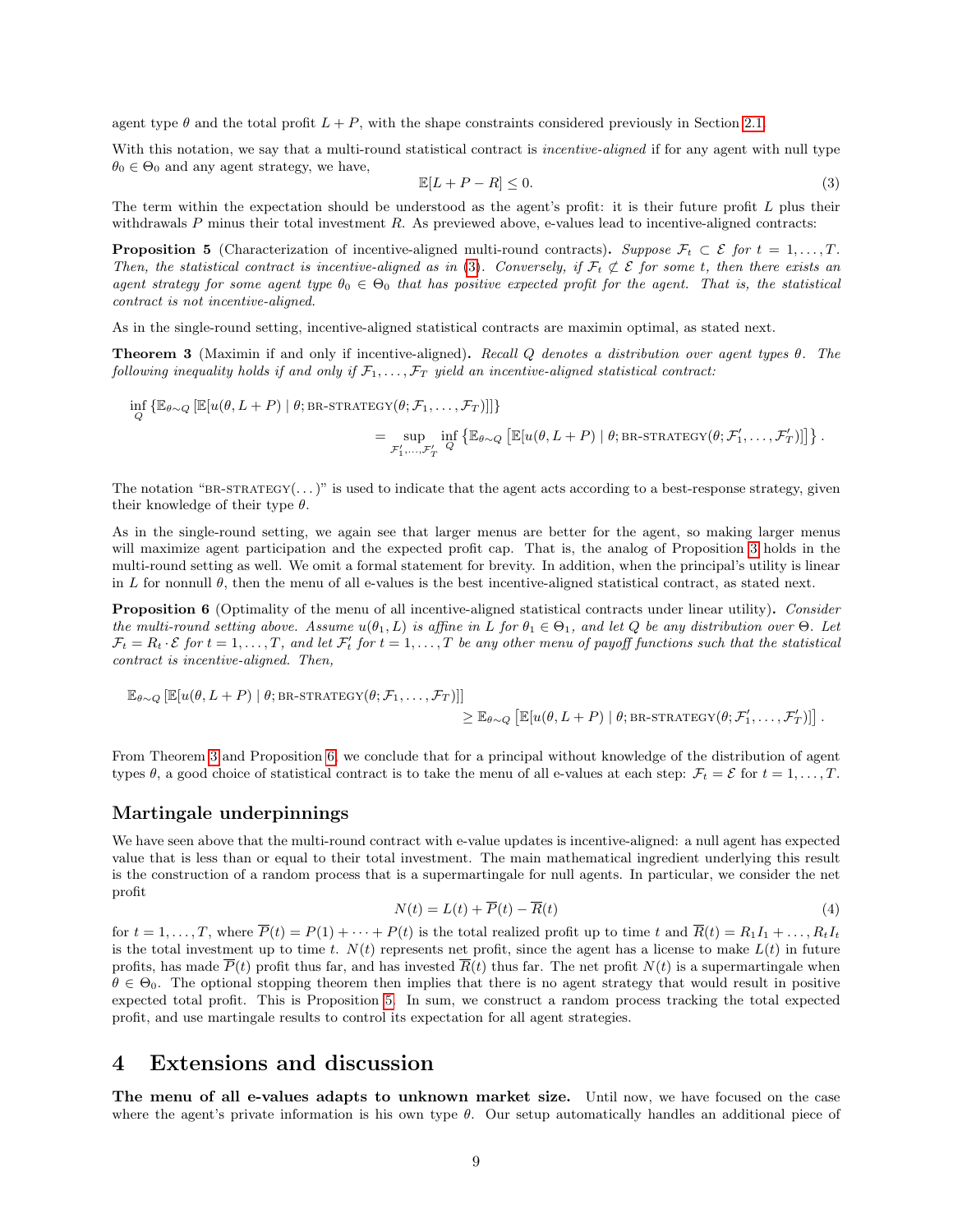agent type $\theta$ and the total profit $L + P$, with the shape constraints considered previously in Section 2.1.

With this notation, we say that a multi-round statistical contract is *incentive-aligned* if for any agent with null type $\theta_0 \in \Theta_0$ and any agent strategy, we have,

$$\mathbb{E}[L + P - R] \leq 0. \tag{3}$$

The term within the expectation should be understood as the agent's profit: it is their future profit $L$ plus their withdrawals $P$ minus their total investment $R$. As previewed above, e-values lead to incentive-aligned contracts:

**Proposition 5** (Characterization of incentive-aligned multi-round contracts)**.** *Suppose $\mathcal{F}_t \subset \mathcal{E}$ for $t = 1, \ldots, T$. Then, the statistical contract is incentive-aligned as in (3). Conversely, if $\mathcal{F}_t \not\subset \mathcal{E}$ for some $t$, then there exists an agent strategy for some agent type $\theta_0 \in \Theta_0$ that has positive expected profit for the agent. That is, the statistical contract is not incentive-aligned.*

As in the single-round setting, incentive-aligned statistical contracts are maximin optimal, as stated next.

**Theorem 3** (Maximin if and only if incentive-aligned)**.** *Recall $Q$ denotes a distribution over agent types $\theta$. The following inequality holds if and only if $\mathcal{F}_1, \ldots, \mathcal{F}_T$ yield an incentive-aligned statistical contract:*

$$\inf_Q \left\{\mathbb{E}_{\theta \sim Q}\left[\mathbb{E}[u(\theta, L + P) \mid \theta; \text{BR-STRATEGY}(\theta; \mathcal{F}_1, \ldots, \mathcal{F}_T)]\right]\right\}$$
$$= \sup_{\mathcal{F}'_1, \ldots, \mathcal{F}'_T} \inf_Q \left\{\mathbb{E}_{\theta \sim Q}\left[\mathbb{E}[u(\theta, L + P) \mid \theta; \text{BR-STRATEGY}(\theta; \mathcal{F}'_1, \ldots, \mathcal{F}'_T)]\right]\right\}.$$

The notation "BR-STRATEGY$(\ldots)$" is used to indicate that the agent acts according to a best-response strategy, given their knowledge of their type $\theta$.

As in the single-round setting, we again see that larger menus are better for the agent, so making larger menus will maximize agent participation and the expected profit cap. That is, the analog of Proposition 3 holds in the multi-round setting as well. We omit a formal statement for brevity. In addition, when the principal's utility is linear in $L$ for nonnull $\theta$, then the menu of all e-values is the best incentive-aligned statistical contract, as stated next.

**Proposition 6** (Optimality of the menu of all incentive-aligned statistical contracts under linear utility)**.** *Consider the multi-round setting above. Assume $u(\theta_1, L)$ is affine in $L$ for $\theta_1 \in \Theta_1$, and let $Q$ be any distribution over $\Theta$. Let $\mathcal{F}_t = R_t \cdot \mathcal{E}$ for $t = 1, \ldots, T$, and let $\mathcal{F}'_t$ for $t = 1, \ldots, T$ be any other menu of payoff functions such that the statistical contract is incentive-aligned. Then,*

$$\mathbb{E}_{\theta \sim Q}\left[\mathbb{E}[u(\theta, L + P) \mid \theta; \text{BR-STRATEGY}(\theta; \mathcal{F}_1, \ldots, \mathcal{F}_T)]\right]$$
$$\geq \mathbb{E}_{\theta \sim Q}\left[\mathbb{E}[u(\theta, L + P) \mid \theta; \text{BR-STRATEGY}(\theta; \mathcal{F}'_1, \ldots, \mathcal{F}'_T)]\right].$$

From Theorem 3 and Proposition 6, we conclude that for a principal without knowledge of the distribution of agent types $\theta$, a good choice of statistical contract is to take the menu of all e-values at each step: $\mathcal{F}_t = \mathcal{E}$ for $t = 1, \ldots, T$.

### Martingale underpinnings

We have seen above that the multi-round contract with e-value updates is incentive-aligned: a null agent has expected value that is less than or equal to their total investment. The main mathematical ingredient underlying this result is the construction of a random process that is a supermartingale for null agents. In particular, we consider the net profit

$$N(t) = L(t) + \overline{P}(t) - \overline{R}(t) \tag{4}$$

for $t = 1, \ldots, T$, where $\overline{P}(t) = P(1) + \cdots + P(t)$ is the total realized profit up to time $t$ and $\overline{R}(t) = R_1 I_1 + \ldots, R_t I_t$ is the total investment up to time $t$. $N(t)$ represents net profit, since the agent has a license to make $L(t)$ in future profits, has made $\overline{P}(t)$ profit thus far, and has invested $\overline{R}(t)$ thus far. The net profit $N(t)$ is a supermartingale when $\theta \in \Theta_0$. The optional stopping theorem then implies that there is no agent strategy that would result in positive expected total profit. This is Proposition 5. In sum, we construct a random process tracking the total expected profit, and use martingale results to control its expectation for all agent strategies.

## 4 Extensions and discussion

**The menu of all e-values adapts to unknown market size.** Until now, we have focused on the case where the agent's private information is his own type $\theta$. Our setup automatically handles an additional piece of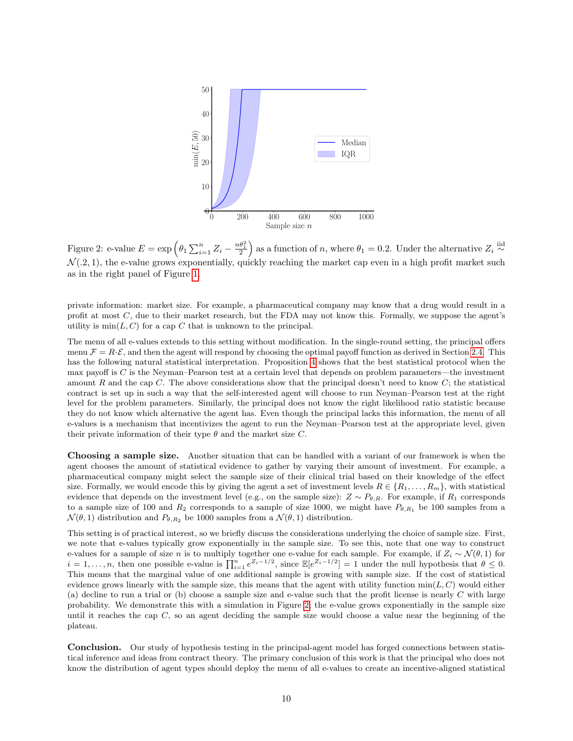Figure 2: e-value $E = \exp\left(\theta_1 \sum_{i=1}^n Z_i - \frac{n\theta_1^2}{2}\right)$ as a function of $n$, where $\theta_1 = 0.2$. Under the alternative $Z_i \overset{\text{iid}}{\sim} \mathcal{N}(.2, 1)$, the e-value grows exponentially, quickly reaching the market cap even in a high profit market such as in the right panel of Figure 1.

private information: market size. For example, a pharmaceutical company may know that a drug would result in a profit at most $C$, due to their market research, but the FDA may not know this. Formally, we suppose the agent's utility is $\min(L, C)$ for a cap $C$ that is unknown to the principal.

The menu of all e-values extends to this setting without modification. In the single-round setting, the principal offers menu $\mathcal{F} = R \cdot \mathcal{E}$, and then the agent will respond by choosing the optimal payoff function as derived in Section 2.4. This has the following natural statistical interpretation. Proposition 4 shows that the best statistical protocol when the max payoff is $C$ is the Neyman–Pearson test at a certain level that depends on problem parameters—the investment amount $R$ and the cap $C$. The above considerations show that the principal doesn't need to know $C$; the statistical contract is set up in such a way that the self-interested agent will choose to run Neyman–Pearson test at the right level for the problem parameters. Similarly, the principal does not know the right likelihood ratio statistic because they do not know which alternative the agent has. Even though the principal lacks this information, the menu of all e-values is a mechanism that incentivizes the agent to run the Neyman–Pearson test at the appropriate level, given their private information of their type $\theta$ and the market size $C$.

**Choosing a sample size.** Another situation that can be handled with a variant of our framework is when the agent chooses the amount of statistical evidence to gather by varying their amount of investment. For example, a pharmaceutical company might select the sample size of their clinical trial based on their knowledge of the effect size. Formally, we would encode this by giving the agent a set of investment levels $R \in \{R_1, \ldots, R_m\}$, with statistical evidence that depends on the investment level (e.g., on the sample size): $Z \sim P_{\theta,R}$. For example, if $R_1$ corresponds to a sample size of 100 and $R_2$ corresponds to a sample of size 1000, we might have $P_{\theta,R_1}$ be 100 samples from a $\mathcal{N}(\theta, 1)$ distribution and $P_{\theta,R_2}$ be 1000 samples from a $\mathcal{N}(\theta, 1)$ distribution.

This setting is of practical interest, so we briefly discuss the considerations underlying the choice of sample size. First, we note that e-values typically grow exponentially in the sample size. To see this, note that one way to construct e-values for a sample of size $n$ is to multiply together one e-value for each sample. For example, if $Z_i \sim \mathcal{N}(\theta, 1)$ for $i = 1, \ldots, n$, then one possible e-value is $\prod_{i=1}^n e^{Z_i - 1/2}$, since $\mathbb{E}[e^{Z_i - 1/2}] = 1$ under the null hypothesis that $\theta \leq 0$. This means that the marginal value of one additional sample is growing with sample size. If the cost of statistical evidence grows linearly with the sample size, this means that the agent with utility function $\min(L, C)$ would either (a) decline to run a trial or (b) choose a sample size and e-value such that the profit license is nearly $C$ with large probability. We demonstrate this with a simulation in Figure 2: the e-value grows exponentially in the sample size until it reaches the cap $C$, so an agent deciding the sample size would choose a value near the beginning of the plateau.

**Conclusion.** Our study of hypothesis testing in the principal-agent model has forged connections between statistical inference and ideas from contract theory. The primary conclusion of this work is that the principal who does not know the distribution of agent types should deploy the menu of all e-values to create an incentive-aligned statistical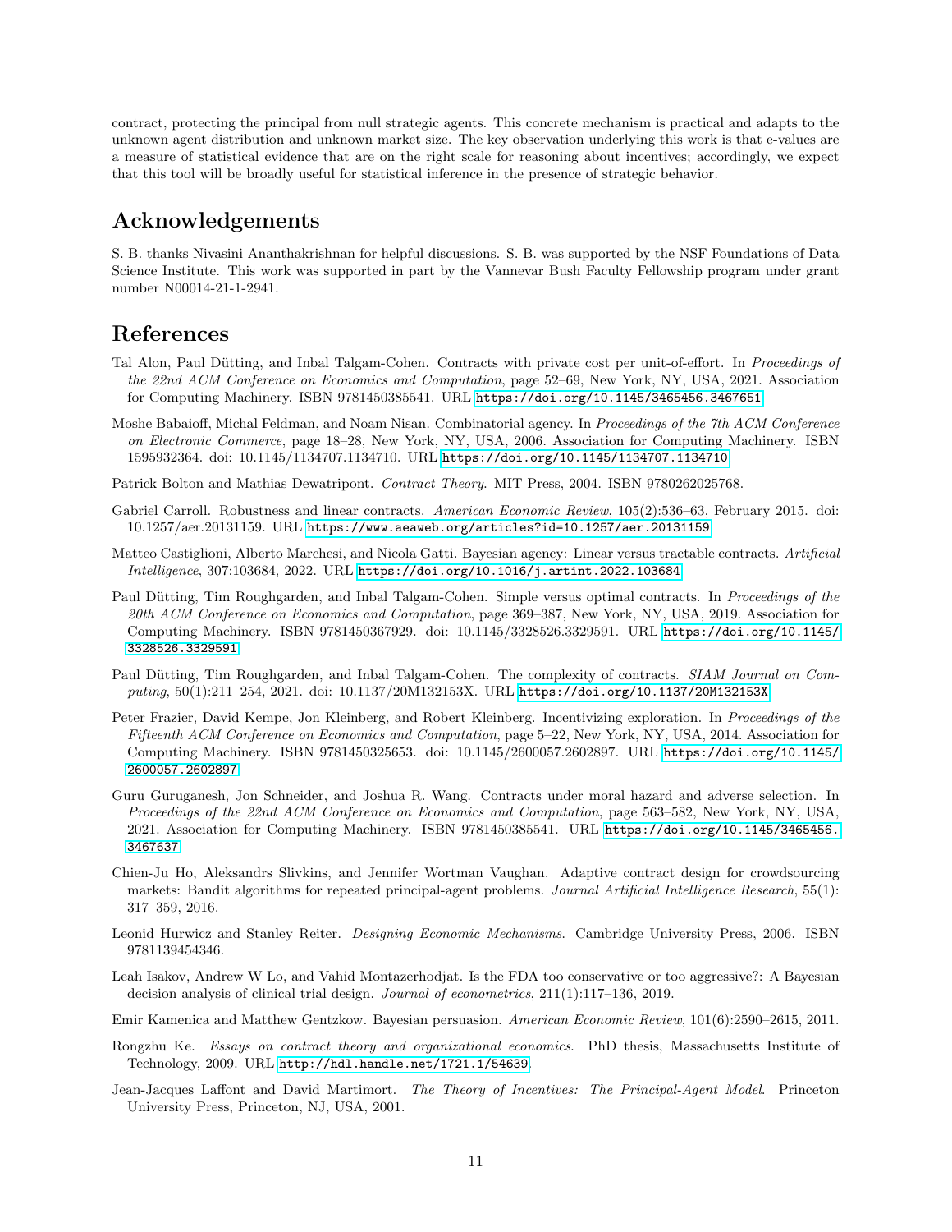contract, protecting the principal from null strategic agents. This concrete mechanism is practical and adapts to the unknown agent distribution and unknown market size. The key observation underlying this work is that e-values are a measure of statistical evidence that are on the right scale for reasoning about incentives; accordingly, we expect that this tool will be broadly useful for statistical inference in the presence of strategic behavior.

## Acknowledgements

S. B. thanks Nivasini Ananthakrishnan for helpful discussions. S. B. was supported by the NSF Foundations of Data Science Institute. This work was supported in part by the Vannevar Bush Faculty Fellowship program under grant number N00014-21-1-2941.

## References

Tal Alon, Paul Dütting, and Inbal Talgam-Cohen. Contracts with private cost per unit-of-effort. In *Proceedings of the 22nd ACM Conference on Economics and Computation*, page 52–69, New York, NY, USA, 2021. Association for Computing Machinery. ISBN 9781450385541. URL https://doi.org/10.1145/3465456.3467651.

Moshe Babaioff, Michal Feldman, and Noam Nisan. Combinatorial agency. In *Proceedings of the 7th ACM Conference on Electronic Commerce*, page 18–28, New York, NY, USA, 2006. Association for Computing Machinery. ISBN 1595932364. doi: 10.1145/1134707.1134710. URL https://doi.org/10.1145/1134707.1134710.

Patrick Bolton and Mathias Dewatripont. *Contract Theory*. MIT Press, 2004. ISBN 9780262025768.

Gabriel Carroll. Robustness and linear contracts. *American Economic Review*, 105(2):536–63, February 2015. doi: 10.1257/aer.20131159. URL https://www.aeaweb.org/articles?id=10.1257/aer.20131159.

Matteo Castiglioni, Alberto Marchesi, and Nicola Gatti. Bayesian agency: Linear versus tractable contracts. *Artificial Intelligence*, 307:103684, 2022. URL https://doi.org/10.1016/j.artint.2022.103684.

Paul Dütting, Tim Roughgarden, and Inbal Talgam-Cohen. Simple versus optimal contracts. In *Proceedings of the 20th ACM Conference on Economics and Computation*, page 369–387, New York, NY, USA, 2019. Association for Computing Machinery. ISBN 9781450367929. doi: 10.1145/3328526.3329591. URL https://doi.org/10.1145/3328526.3329591.

Paul Dütting, Tim Roughgarden, and Inbal Talgam-Cohen. The complexity of contracts. *SIAM Journal on Computing*, 50(1):211–254, 2021. doi: 10.1137/20M132153X. URL https://doi.org/10.1137/20M132153X.

Peter Frazier, David Kempe, Jon Kleinberg, and Robert Kleinberg. Incentivizing exploration. In *Proceedings of the Fifteenth ACM Conference on Economics and Computation*, page 5–22, New York, NY, USA, 2014. Association for Computing Machinery. ISBN 9781450325653. doi: 10.1145/2600057.2602897. URL https://doi.org/10.1145/2600057.2602897.

Guru Guruganesh, Jon Schneider, and Joshua R. Wang. Contracts under moral hazard and adverse selection. In *Proceedings of the 22nd ACM Conference on Economics and Computation*, page 563–582, New York, NY, USA, 2021. Association for Computing Machinery. ISBN 9781450385541. URL https://doi.org/10.1145/3465456.3467637.

Chien-Ju Ho, Aleksandrs Slivkins, and Jennifer Wortman Vaughan. Adaptive contract design for crowdsourcing markets: Bandit algorithms for repeated principal-agent problems. *Journal Artificial Intelligence Research*, 55(1): 317–359, 2016.

Leonid Hurwicz and Stanley Reiter. *Designing Economic Mechanisms*. Cambridge University Press, 2006. ISBN 9781139454346.

Leah Isakov, Andrew W Lo, and Vahid Montazerhodjat. Is the FDA too conservative or too aggressive?: A Bayesian decision analysis of clinical trial design. *Journal of econometrics*, 211(1):117–136, 2019.

Emir Kamenica and Matthew Gentzkow. Bayesian persuasion. *American Economic Review*, 101(6):2590–2615, 2011.

Rongzhu Ke. *Essays on contract theory and organizational economics*. PhD thesis, Massachusetts Institute of Technology, 2009. URL http://hdl.handle.net/1721.1/54639.

Jean-Jacques Laffont and David Martimort. *The Theory of Incentives: The Principal-Agent Model*. Princeton University Press, Princeton, NJ, USA, 2001.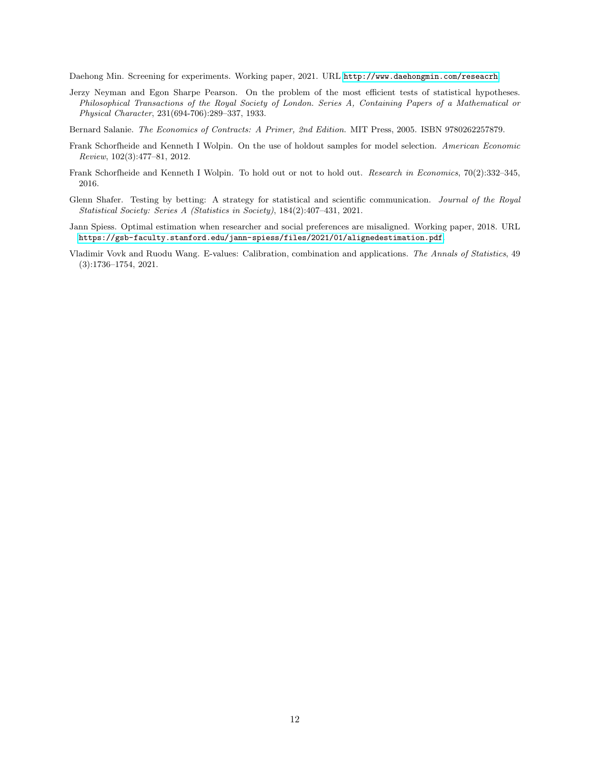Daehong Min. Screening for experiments. Working paper, 2021. URL http://www.daehongmin.com/reseacrh.

Jerzy Neyman and Egon Sharpe Pearson. On the problem of the most efficient tests of statistical hypotheses. *Philosophical Transactions of the Royal Society of London. Series A, Containing Papers of a Mathematical or Physical Character*, 231(694-706):289–337, 1933.

Bernard Salanie. *The Economics of Contracts: A Primer, 2nd Edition*. MIT Press, 2005. ISBN 9780262257879.

Frank Schorfheide and Kenneth I Wolpin. On the use of holdout samples for model selection. *American Economic Review*, 102(3):477–81, 2012.

Frank Schorfheide and Kenneth I Wolpin. To hold out or not to hold out. *Research in Economics*, 70(2):332–345, 2016.

Glenn Shafer. Testing by betting: A strategy for statistical and scientific communication. *Journal of the Royal Statistical Society: Series A (Statistics in Society)*, 184(2):407–431, 2021.

Jann Spiess. Optimal estimation when researcher and social preferences are misaligned. Working paper, 2018. URL https://gsb-faculty.stanford.edu/jann-spiess/files/2021/01/alignedestimation.pdf.

Vladimir Vovk and Ruodu Wang. E-values: Calibration, combination and applications. *The Annals of Statistics*, 49 (3):1736–1754, 2021.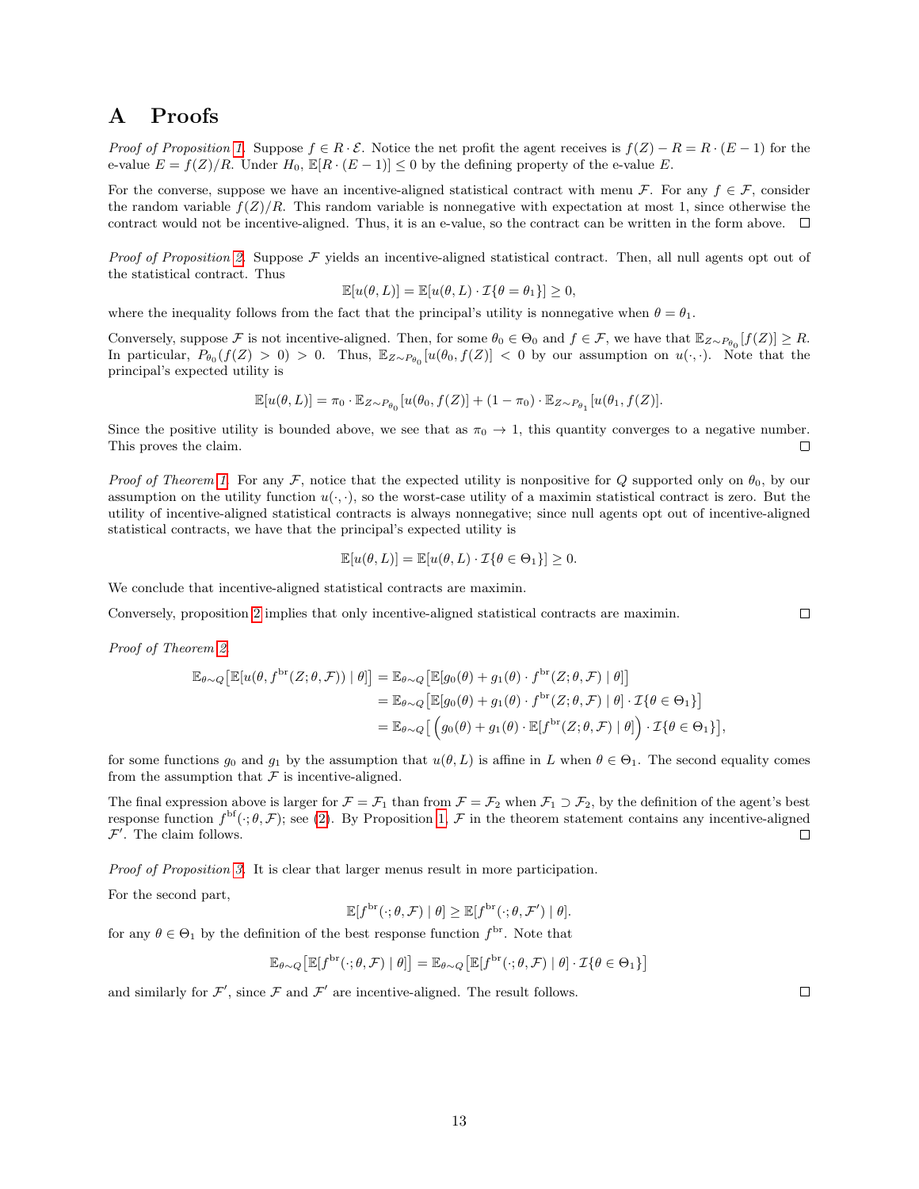# A Proofs

*Proof of Proposition 1.* Suppose $f \in R \cdot \mathcal{E}$. Notice the net profit the agent receives is $f(Z) - R = R \cdot (E-1)$ for the e-value $E = f(Z)/R$. Under $H_0$, $\mathbb{E}[R \cdot (E-1)] \leq 0$ by the defining property of the e-value $E$.

For the converse, suppose we have an incentive-aligned statistical contract with menu $\mathcal{F}$. For any $f \in \mathcal{F}$, consider the random variable $f(Z)/R$. This random variable is nonnegative with expectation at most 1, since otherwise the contract would not be incentive-aligned. Thus, it is an e-value, so the contract can be written in the form above. □

*Proof of Proposition 2.* Suppose $\mathcal{F}$ yields an incentive-aligned statistical contract. Then, all null agents opt out of the statistical contract. Thus

$$\mathbb{E}[u(\theta, L)] = \mathbb{E}[u(\theta, L) \cdot \mathcal{I}\{\theta = \theta_1\}] \geq 0,$$

where the inequality follows from the fact that the principal's utility is nonnegative when $\theta = \theta_1$.

Conversely, suppose $\mathcal{F}$ is not incentive-aligned. Then, for some $\theta_0 \in \Theta_0$ and $f \in \mathcal{F}$, we have that $\mathbb{E}_{Z \sim P_{\theta_0}}[f(Z)] \geq R$. In particular, $P_{\theta_0}(f(Z) > 0) > 0$. Thus, $\mathbb{E}_{Z \sim P_{\theta_0}}[u(\theta_0, f(Z)] < 0$ by our assumption on $u(\cdot, \cdot)$. Note that the principal's expected utility is

$$\mathbb{E}[u(\theta, L)] = \pi_0 \cdot \mathbb{E}_{Z \sim P_{\theta_0}}[u(\theta_0, f(Z)] + (1 - \pi_0) \cdot \mathbb{E}_{Z \sim P_{\theta_1}}[u(\theta_1, f(Z)].$$

Since the positive utility is bounded above, we see that as $\pi_0 \to 1$, this quantity converges to a negative number. This proves the claim. □

*Proof of Theorem 1.* For any $\mathcal{F}$, notice that the expected utility is nonpositive for $Q$ supported only on $\theta_0$, by our assumption on the utility function $u(\cdot, \cdot)$, so the worst-case utility of a maximin statistical contract is zero. But the utility of incentive-aligned statistical contracts is always nonnegative; since null agents opt out of incentive-aligned statistical contracts, we have that the principal's expected utility is

$$\mathbb{E}[u(\theta, L)] = \mathbb{E}[u(\theta, L) \cdot \mathcal{I}\{\theta \in \Theta_1\}] \geq 0.$$

We conclude that incentive-aligned statistical contracts are maximin.

Conversely, proposition 2 implies that only incentive-aligned statistical contracts are maximin. □

*Proof of Theorem 2.*

$$\begin{aligned}
\mathbb{E}_{\theta \sim Q}\big[\mathbb{E}[u(\theta, f^{\text{br}}(Z; \theta, \mathcal{F})) \mid \theta]\big] &= \mathbb{E}_{\theta \sim Q}\big[\mathbb{E}[g_0(\theta) + g_1(\theta) \cdot f^{\text{br}}(Z; \theta, \mathcal{F}) \mid \theta]\big] \\
&= \mathbb{E}_{\theta \sim Q}\big[\mathbb{E}[g_0(\theta) + g_1(\theta) \cdot f^{\text{br}}(Z; \theta, \mathcal{F}) \mid \theta] \cdot \mathcal{I}\{\theta \in \Theta_1\}\big] \\
&= \mathbb{E}_{\theta \sim Q}\big[\Big(g_0(\theta) + g_1(\theta) \cdot \mathbb{E}[f^{\text{br}}(Z; \theta, \mathcal{F}) \mid \theta]\Big) \cdot \mathcal{I}\{\theta \in \Theta_1\}\big],
\end{aligned}$$

for some functions $g_0$ and $g_1$ by the assumption that $u(\theta, L)$ is affine in $L$ when $\theta \in \Theta_1$. The second equality comes from the assumption that $\mathcal{F}$ is incentive-aligned.

The final expression above is larger for $\mathcal{F} = \mathcal{F}_1$ than from $\mathcal{F} = \mathcal{F}_2$ when $\mathcal{F}_1 \supset \mathcal{F}_2$, by the definition of the agent's best response function $f^{\text{bf}}(\cdot; \theta, \mathcal{F})$; see (2). By Proposition 1, $\mathcal{F}$ in the theorem statement contains any incentive-aligned $\mathcal{F}'$. The claim follows. □

*Proof of Proposition 3.* It is clear that larger menus result in more participation.

For the second part,

$$\mathbb{E}[f^{\text{br}}(\cdot; \theta, \mathcal{F}) \mid \theta] \geq \mathbb{E}[f^{\text{br}}(\cdot; \theta, \mathcal{F}') \mid \theta].$$

for any $\theta \in \Theta_1$ by the definition of the best response function $f^{\text{br}}$. Note that

$$\mathbb{E}_{\theta \sim Q}\big[\mathbb{E}[f^{\text{br}}(\cdot; \theta, \mathcal{F}) \mid \theta]\big] = \mathbb{E}_{\theta \sim Q}\big[\mathbb{E}[f^{\text{br}}(\cdot; \theta, \mathcal{F}) \mid \theta] \cdot \mathcal{I}\{\theta \in \Theta_1\}\big]$$

and similarly for $\mathcal{F}'$, since $\mathcal{F}$ and $\mathcal{F}'$ are incentive-aligned. The result follows. □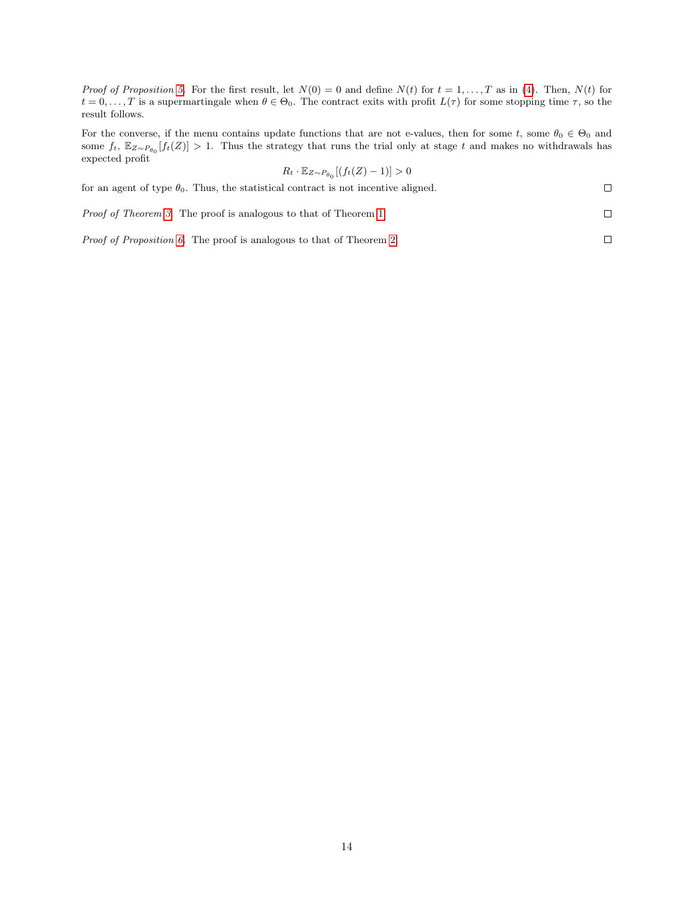*Proof of Proposition 5.* For the first result, let $N(0) = 0$ and define $N(t)$ for $t = 1, \ldots, T$ as in (4). Then, $N(t)$ for $t = 0, \ldots, T$ is a supermartingale when $\theta \in \Theta_0$. The contract exits with profit $L(\tau)$ for some stopping time $\tau$, so the result follows.

For the converse, if the menu contains update functions that are not e-values, then for some $t$, some $\theta_0 \in \Theta_0$ and some $f_t$, $\mathbb{E}_{Z \sim P_{\theta_0}}[f_t(Z)] > 1$. Thus the strategy that runs the trial only at stage $t$ and makes no withdrawals has expected profit

$$R_t \cdot \mathbb{E}_{Z \sim P_{\theta_0}}[(f_t(Z) - 1)] > 0$$

for an agent of type $\theta_0$. Thus, the statistical contract is not incentive aligned. □

*Proof of Theorem 3.* The proof is analogous to that of Theorem 1. □

*Proof of Proposition 6.* The proof is analogous to that of Theorem 2. □